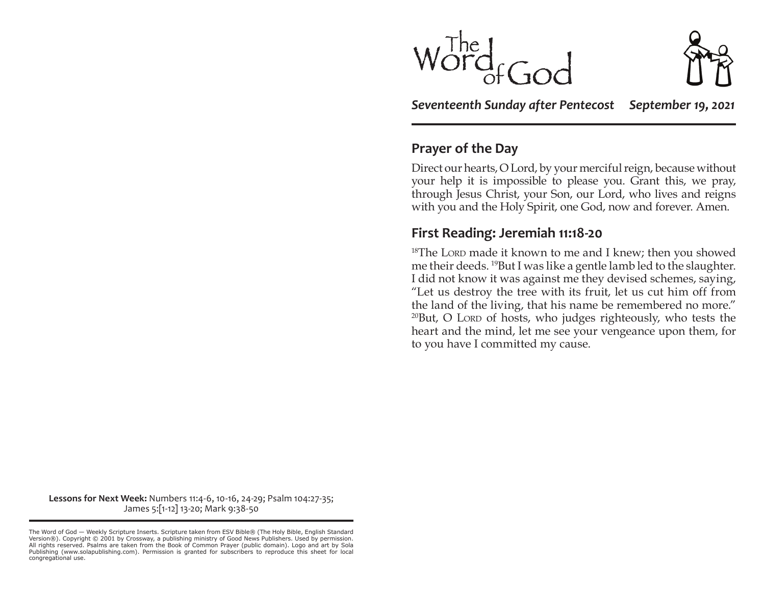# The Word of God

*Seventeenth Sunday after Pentecost*    *September 19, 2021*

## Prayer of the Day

Direct our hearts, O Lord, by your merciful reign, because without your help it is impossible to please you. Grant this, we pray, through Jesus Christ, your Son, our Lord, who lives and reigns with you and the Holy Spirit, one God, now and forever. Amen.

## First Reading: Jeremiah 11:18-20

[18]The LORD made it known to me and I knew; then you showed me their deeds. [19]But I was like a gentle lamb led to the slaughter. I did not know it was against me they devised schemes, saying, "Let us destroy the tree with its fruit, let us cut him off from the land of the living, that his name be remembered no more." [20]But, O LORD of hosts, who judges righteously, who tests the heart and the mind, let me see your vengeance upon them, for to you have I committed my cause.

**Lessons for Next Week:** Numbers 11:4-6, 10-16, 24-29; Psalm 104:27-35; James 5:[1-12] 13-20; Mark 9:38-50

The Word of God — Weekly Scripture Inserts. Scripture taken from ESV Bible® (The Holy Bible, English Standard Version®). Copyright © 2001 by Crossway, a publishing ministry of Good News Publishers. Used by permission. All rights reserved. Psalms are taken from the Book of Common Prayer (public domain). Logo and art by Sola Publishing (www.solapublishing.com). Permission is granted for subscribers to reproduce this sheet for local congregational use.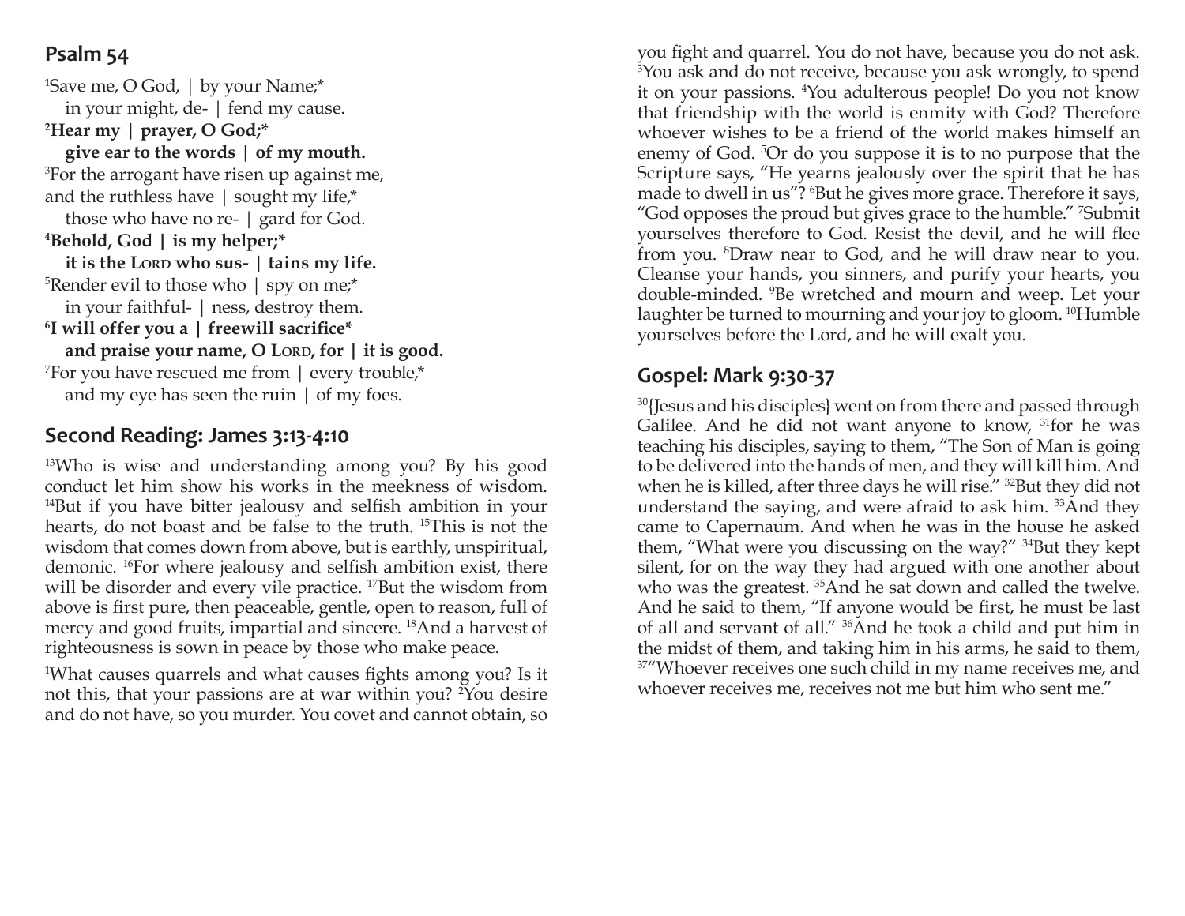## Psalm 54

[1]Save me, O God, | by your Name;*
in your might, de- | fend my cause.
**[2]Hear my | prayer, O God;***
**give ear to the words | of my mouth.**
[3]For the arrogant have risen up against me,
and the ruthless have | sought my life,*
those who have no re- | gard for God.
**[4]Behold, God | is my helper;***
**it is the LORD who sus- | tains my life.**
[5]Render evil to those who | spy on me;*
in your faithful- | ness, destroy them.
**[6]I will offer you a | freewill sacrifice***
**and praise your name, O LORD, for | it is good.**
[7]For you have rescued me from | every trouble,*
and my eye has seen the ruin | of my foes.

## Second Reading: James 3:13-4:10

[13]Who is wise and understanding among you? By his good conduct let him show his works in the meekness of wisdom. [14]But if you have bitter jealousy and selfish ambition in your hearts, do not boast and be false to the truth. [15]This is not the wisdom that comes down from above, but is earthly, unspiritual, demonic. [16]For where jealousy and selfish ambition exist, there will be disorder and every vile practice. [17]But the wisdom from above is first pure, then peaceable, gentle, open to reason, full of mercy and good fruits, impartial and sincere. [18]And a harvest of righteousness is sown in peace by those who make peace.

[1]What causes quarrels and what causes fights among you? Is it not this, that your passions are at war within you? [2]You desire and do not have, so you murder. You covet and cannot obtain, so you fight and quarrel. You do not have, because you do not ask. [3]You ask and do not receive, because you ask wrongly, to spend it on your passions. [4]You adulterous people! Do you not know that friendship with the world is enmity with God? Therefore whoever wishes to be a friend of the world makes himself an enemy of God. [5]Or do you suppose it is to no purpose that the Scripture says, "He yearns jealously over the spirit that he has made to dwell in us"? [6]But he gives more grace. Therefore it says, "God opposes the proud but gives grace to the humble." [7]Submit yourselves therefore to God. Resist the devil, and he will flee from you. [8]Draw near to God, and he will draw near to you. Cleanse your hands, you sinners, and purify your hearts, you double-minded. [9]Be wretched and mourn and weep. Let your laughter be turned to mourning and your joy to gloom. [10]Humble yourselves before the Lord, and he will exalt you.

## Gospel: Mark 9:30-37

[30]{Jesus and his disciples} went on from there and passed through Galilee. And he did not want anyone to know, [31]for he was teaching his disciples, saying to them, "The Son of Man is going to be delivered into the hands of men, and they will kill him. And when he is killed, after three days he will rise." [32]But they did not understand the saying, and were afraid to ask him. [33]And they came to Capernaum. And when he was in the house he asked them, "What were you discussing on the way?" [34]But they kept silent, for on the way they had argued with one another about who was the greatest. [35]And he sat down and called the twelve. And he said to them, "If anyone would be first, he must be last of all and servant of all." [36]And he took a child and put him in the midst of them, and taking him in his arms, he said to them, [37]"Whoever receives one such child in my name receives me, and whoever receives me, receives not me but him who sent me."